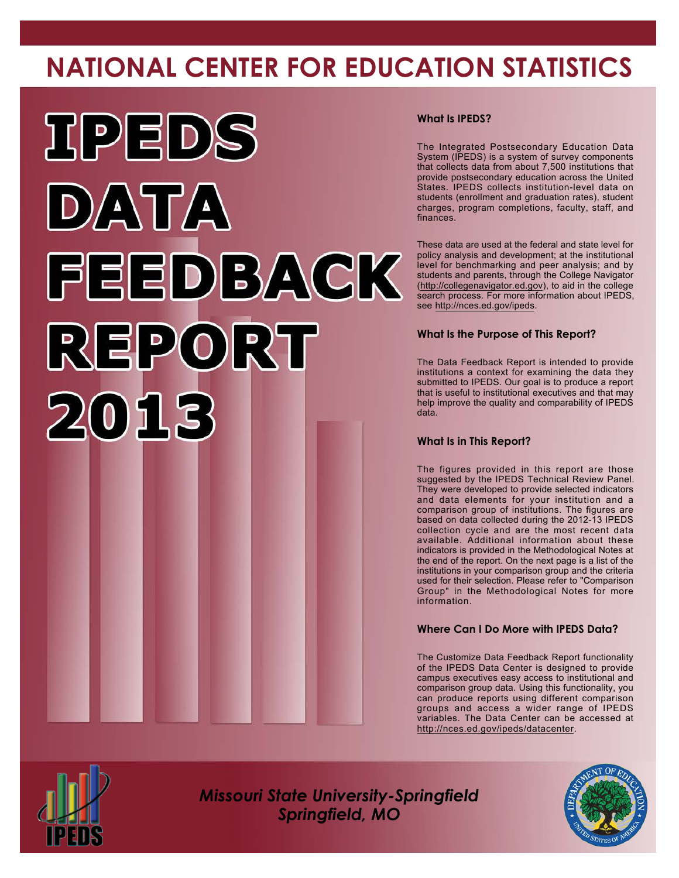# NATIONAL CENTER FOR EDUCATION STATISTICS

# IPEDS DATA FEEDBACK REPORT 2013

### What Is IPEDS?

The Integrated Postsecondary Education Data System (IPEDS) is a system of survey components that collects data from about 7,500 institutions that provide postsecondary education across the United States. IPEDS collects institution-level data on students (enrollment and graduation rates), student charges, program completions, faculty, staff, and finances.

These data are used at the federal and state level for policy analysis and development; at the institutional level for benchmarking and peer analysis; and by students and parents, through the College Navigator (http://collegenavigator.ed.gov), to aid in the college search process. For more information about IPEDS, see http://nces.ed.gov/ipeds.

### What Is the Purpose of This Report?

The Data Feedback Report is intended to provide institutions a context for examining the data they submitted to IPEDS. Our goal is to produce a report that is useful to institutional executives and that may help improve the quality and comparability of IPEDS data.

### What Is in This Report?

The figures provided in this report are those suggested by the IPEDS Technical Review Panel. They were developed to provide selected indicators and data elements for your institution and a comparison group of institutions. The figures are based on data collected during the 2012-13 IPEDS collection cycle and are the most recent data available. Additional information about these indicators is provided in the Methodological Notes at the end of the report. On the next page is a list of the institutions in your comparison group and the criteria used for their selection. Please refer to "Comparison Group" in the Methodological Notes for more information.

### Where Can I Do More with IPEDS Data?

The Customize Data Feedback Report functionality of the IPEDS Data Center is designed to provide campus executives easy access to institutional and comparison group data. Using this functionality, you can produce reports using different comparison groups and access a wider range of IPEDS variables. The Data Center can be accessed at http://nces.ed.gov/ipeds/datacenter.

*Missouri State University-Springfield*
*Springfield, MO*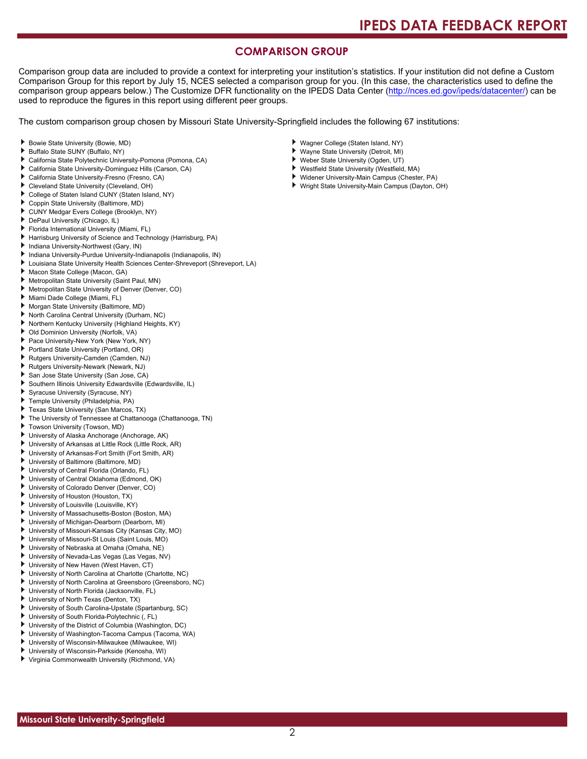## COMPARISON GROUP

Comparison group data are included to provide a context for interpreting your institution's statistics. If your institution did not define a Custom Comparison Group for this report by July 15, NCES selected a comparison group for you. (In this case, the characteristics used to define the comparison group appears below.) The Customize DFR functionality on the IPEDS Data Center (http://nces.ed.gov/ipeds/datacenter/) can be used to reproduce the figures in this report using different peer groups.

The custom comparison group chosen by Missouri State University-Springfield includes the following 67 institutions:

- Bowie State University (Bowie, MD)
- Buffalo State SUNY (Buffalo, NY)
- California State Polytechnic University-Pomona (Pomona, CA)
- California State University-Dominguez Hills (Carson, CA)
- California State University-Fresno (Fresno, CA)
- Cleveland State University (Cleveland, OH)
- College of Staten Island CUNY (Staten Island, NY)
- Coppin State University (Baltimore, MD)
- CUNY Medgar Evers College (Brooklyn, NY)
- DePaul University (Chicago, IL)
- Florida International University (Miami, FL)
- Harrisburg University of Science and Technology (Harrisburg, PA)
- Indiana University-Northwest (Gary, IN)
- Indiana University-Purdue University-Indianapolis (Indianapolis, IN)
- Louisiana State University Health Sciences Center-Shreveport (Shreveport, LA)
- Macon State College (Macon, GA)
- Metropolitan State University (Saint Paul, MN)
- Metropolitan State University of Denver (Denver, CO)
- Miami Dade College (Miami, FL)
- Morgan State University (Baltimore, MD)
- North Carolina Central University (Durham, NC)
- Northern Kentucky University (Highland Heights, KY)
- Old Dominion University (Norfolk, VA)
- Pace University-New York (New York, NY)
- Portland State University (Portland, OR)
- Rutgers University-Camden (Camden, NJ)
- Rutgers University-Newark (Newark, NJ)
- San Jose State University (San Jose, CA)
- Southern Illinois University Edwardsville (Edwardsville, IL)
- Syracuse University (Syracuse, NY)
- Temple University (Philadelphia, PA)
- Texas State University (San Marcos, TX)
- The University of Tennessee at Chattanooga (Chattanooga, TN)
- Towson University (Towson, MD)
- University of Alaska Anchorage (Anchorage, AK)
- University of Arkansas at Little Rock (Little Rock, AR)
- University of Arkansas-Fort Smith (Fort Smith, AR)
- University of Baltimore (Baltimore, MD)
- University of Central Florida (Orlando, FL)
- University of Central Oklahoma (Edmond, OK)
- University of Colorado Denver (Denver, CO)
- University of Houston (Houston, TX)
- University of Louisville (Louisville, KY)
- University of Massachusetts-Boston (Boston, MA)
- University of Michigan-Dearborn (Dearborn, MI)
- University of Missouri-Kansas City (Kansas City, MO)
- University of Missouri-St Louis (Saint Louis, MO)
- University of Nebraska at Omaha (Omaha, NE)
- University of Nevada-Las Vegas (Las Vegas, NV)
- University of New Haven (West Haven, CT)
- University of North Carolina at Charlotte (Charlotte, NC)
- University of North Carolina at Greensboro (Greensboro, NC)
- University of North Florida (Jacksonville, FL)
- University of North Texas (Denton, TX)
- University of South Carolina-Upstate (Spartanburg, SC)
- University of South Florida-Polytechnic (, FL)
- University of the District of Columbia (Washington, DC)
- University of Washington-Tacoma Campus (Tacoma, WA)
- University of Wisconsin-Milwaukee (Milwaukee, WI)
- University of Wisconsin-Parkside (Kenosha, WI)
- Virginia Commonwealth University (Richmond, VA)
- Wagner College (Staten Island, NY)
- Wayne State University (Detroit, MI)
- Weber State University (Ogden, UT)
- Westfield State University (Westfield, MA)
- Widener University-Main Campus (Chester, PA)
- Wright State University-Main Campus (Dayton, OH)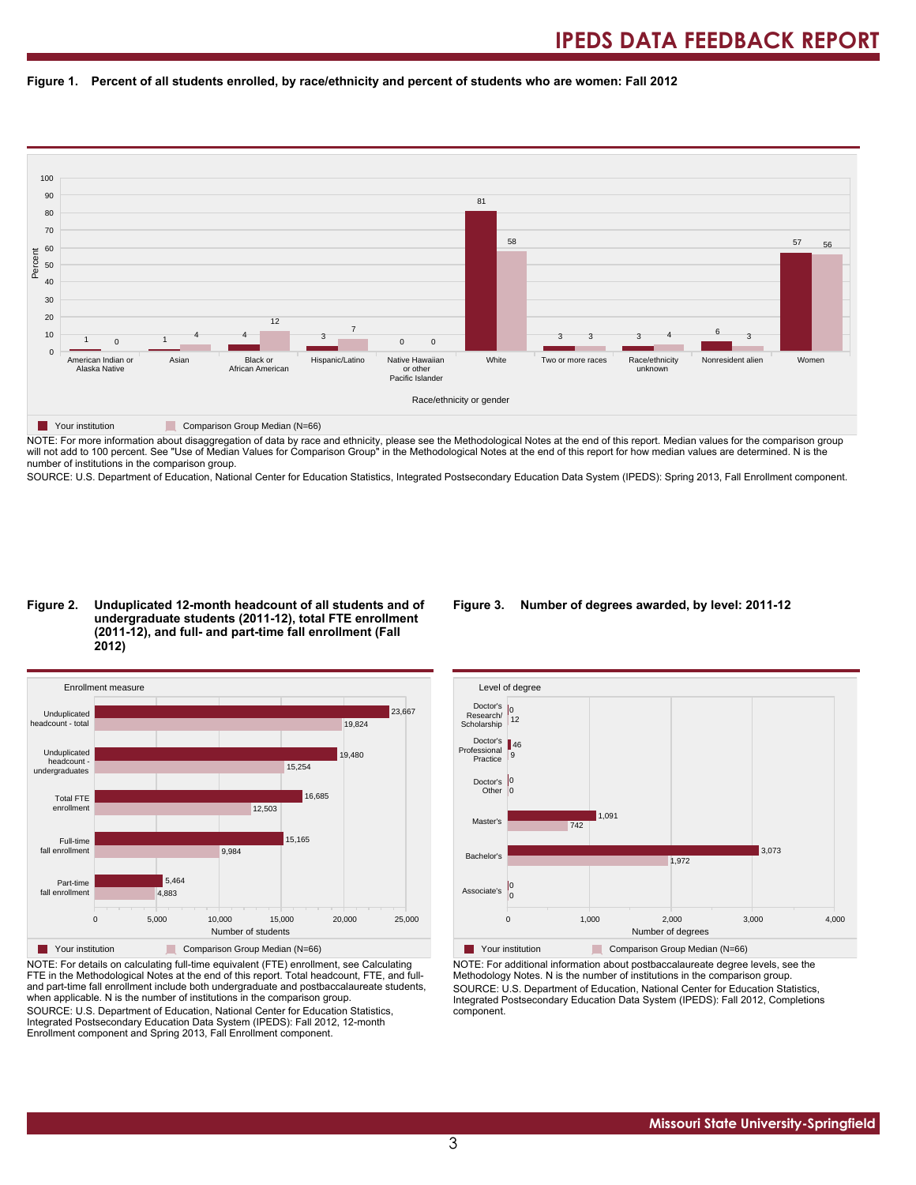**Figure 1. Percent of all students enrolled, by race/ethnicity and percent of students who are women: Fall 2012**

| Race/ethnicity or gender | Your institution | Comparison Group Median (N=66) |
|---|---|---|
| American Indian or Alaska Native | 1 | 0 |
| Asian | 1 | 4 |
| Black or African American | 4 | 12 |
| Hispanic/Latino | 3 | 7 |
| Native Hawaiian or other Pacific Islander | 0 | 0 |
| White | 81 | 58 |
| Two or more races | 3 | 3 |
| Race/ethnicity unknown | 3 | 4 |
| Nonresident alien | 6 | 3 |
| Women | 57 | 56 |

NOTE: For more information about disaggregation of data by race and ethnicity, please see the Methodological Notes at the end of this report. Median values for the comparison group will not add to 100 percent. See "Use of Median Values for Comparison Group" in the Methodological Notes at the end of this report for how median values are determined. N is the number of institutions in the comparison group.

SOURCE: U.S. Department of Education, National Center for Education Statistics, Integrated Postsecondary Education Data System (IPEDS): Spring 2013, Fall Enrollment component.

**Figure 2. Unduplicated 12-month headcount of all students and of undergraduate students (2011-12), total FTE enrollment (2011-12), and full- and part-time fall enrollment (Fall 2012)**

| Enrollment measure | Your institution | Comparison Group Median (N=66) |
|---|---|---|
| Unduplicated headcount - total | 23,667 | 19,824 |
| Unduplicated headcount - undergraduates | 19,480 | 15,254 |
| Total FTE enrollment | 16,685 | 12,503 |
| Full-time fall enrollment | 15,165 | 9,984 |
| Part-time fall enrollment | 5,464 | 4,883 |

NOTE: For details on calculating full-time equivalent (FTE) enrollment, see Calculating FTE in the Methodological Notes at the end of this report. Total headcount, FTE, and full- and part-time fall enrollment include both undergraduate and postbaccalaureate students, when applicable. N is the number of institutions in the comparison group.

SOURCE: U.S. Department of Education, National Center for Education Statistics, Integrated Postsecondary Education Data System (IPEDS): Fall 2012, 12-month Enrollment component and Spring 2013, Fall Enrollment component.

**Figure 3. Number of degrees awarded, by level: 2011-12**

| Level of degree | Your institution | Comparison Group Median (N=66) |
|---|---|---|
| Doctor's Research/ Scholarship | 0 | 12 |
| Doctor's Professional Practice | 46 | 9 |
| Doctor's Other | 0 | 0 |
| Master's | 1,091 | 742 |
| Bachelor's | 3,073 | 1,972 |
| Associate's | 0 | 0 |

NOTE: For additional information about postbaccalaureate degree levels, see the Methodology Notes. N is the number of institutions in the comparison group.

SOURCE: U.S. Department of Education, National Center for Education Statistics, Integrated Postsecondary Education Data System (IPEDS): Fall 2012, Completions component.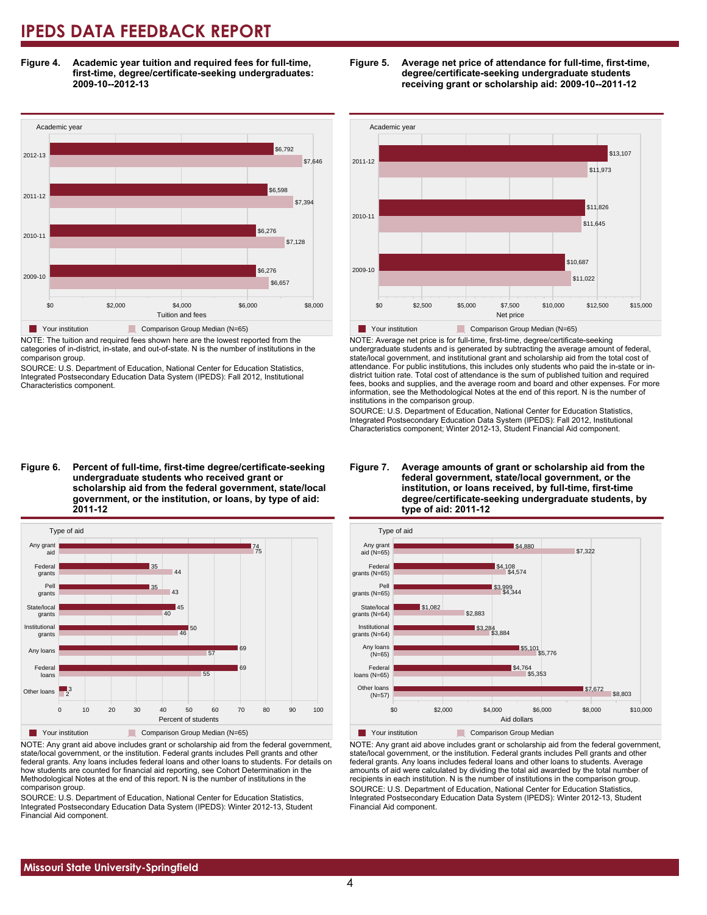**Figure 4. Academic year tuition and required fees for full-time, first-time, degree/certificate-seeking undergraduates: 2009-10--2012-13**

| Academic year | Your institution | Comparison Group Median (N=65) |
|---|---|---|
| 2012-13 | $6,792 | $7,646 |
| 2011-12 | $6,598 | $7,394 |
| 2010-11 | $6,276 | $7,128 |
| 2009-10 | $6,276 | $6,657 |

NOTE: The tuition and required fees shown here are the lowest reported from the categories of in-district, in-state, and out-of-state. N is the number of institutions in the comparison group.

SOURCE: U.S. Department of Education, National Center for Education Statistics, Integrated Postsecondary Education Data System (IPEDS): Fall 2012, Institutional Characteristics component.

**Figure 5. Average net price of attendance for full-time, first-time, degree/certificate-seeking undergraduate students receiving grant or scholarship aid: 2009-10--2011-12**

| Academic year | Your institution | Comparison Group Median (N=65) |
|---|---|---|
| 2011-12 | $13,107 | $11,973 |
| 2010-11 | $11,826 | $11,645 |
| 2009-10 | $10,687 | $11,022 |

NOTE: Average net price is for full-time, first-time, degree/certificate-seeking undergraduate students and is generated by subtracting the average amount of federal, state/local government, and institutional grant and scholarship aid from the total cost of attendance. For public institutions, this includes only students who paid the in-state or in-district tuition rate. Total cost of attendance is the sum of published tuition and required fees, books and supplies, and the average room and board and other expenses. For more information, see the Methodological Notes at the end of this report. N is the number of institutions in the comparison group.

SOURCE: U.S. Department of Education, National Center for Education Statistics, Integrated Postsecondary Education Data System (IPEDS): Fall 2012, Institutional Characteristics component; Winter 2012-13, Student Financial Aid component.

**Figure 6. Percent of full-time, first-time degree/certificate-seeking undergraduate students who received grant or scholarship aid from the federal government, state/local government, or the institution, or loans, by type of aid: 2011-12**

| Type of aid | Your institution | Comparison Group Median (N=65) |
|---|---|---|
| Any grant aid | 74 | 75 |
| Federal grants | 35 | 44 |
| Pell grants | 35 | 43 |
| State/local grants | 45 | 40 |
| Institutional grants | 50 | 46 |
| Any loans | 69 | 57 |
| Federal loans | 69 | 55 |
| Other loans | 3 | 2 |

NOTE: Any grant aid above includes grant or scholarship aid from the federal government, state/local government, or the institution. Federal grants includes Pell grants and other federal grants. Any loans includes federal loans and other loans to students. For details on how students are counted for financial aid reporting, see Cohort Determination in the Methodological Notes at the end of this report. N is the number of institutions in the comparison group.

SOURCE: U.S. Department of Education, National Center for Education Statistics, Integrated Postsecondary Education Data System (IPEDS): Winter 2012-13, Student Financial Aid component.

**Figure 7. Average amounts of grant or scholarship aid from the federal government, state/local government, or the institution, or loans received, by full-time, first-time degree/certificate-seeking undergraduate students, by type of aid: 2011-12**

| Type of aid | Your institution | Comparison Group Median |
|---|---|---|
| Any grant aid (N=65) | $4,880 | $7,322 |
| Federal grants (N=65) | $4,108 | $4,574 |
| Pell grants (N=65) | $3,999 | $4,344 |
| State/local grants (N=64) | $1,082 | $2,883 |
| Institutional grants (N=64) | $3,284 | $3,884 |
| Any loans (N=65) | $5,101 | $5,776 |
| Federal loans (N=65) | $4,764 | $5,353 |
| Other loans (N=57) | $7,672 | $8,803 |

NOTE: Any grant aid above includes grant or scholarship aid from the federal government, state/local government, or the institution. Federal grants includes Pell grants and other federal grants. Any loans includes federal loans and other loans to students. Average amounts of aid were calculated by dividing the total aid awarded by the total number of recipients in each institution. N is the number of institutions in the comparison group.

SOURCE: U.S. Department of Education, National Center for Education Statistics, Integrated Postsecondary Education Data System (IPEDS): Winter 2012-13, Student Financial Aid component.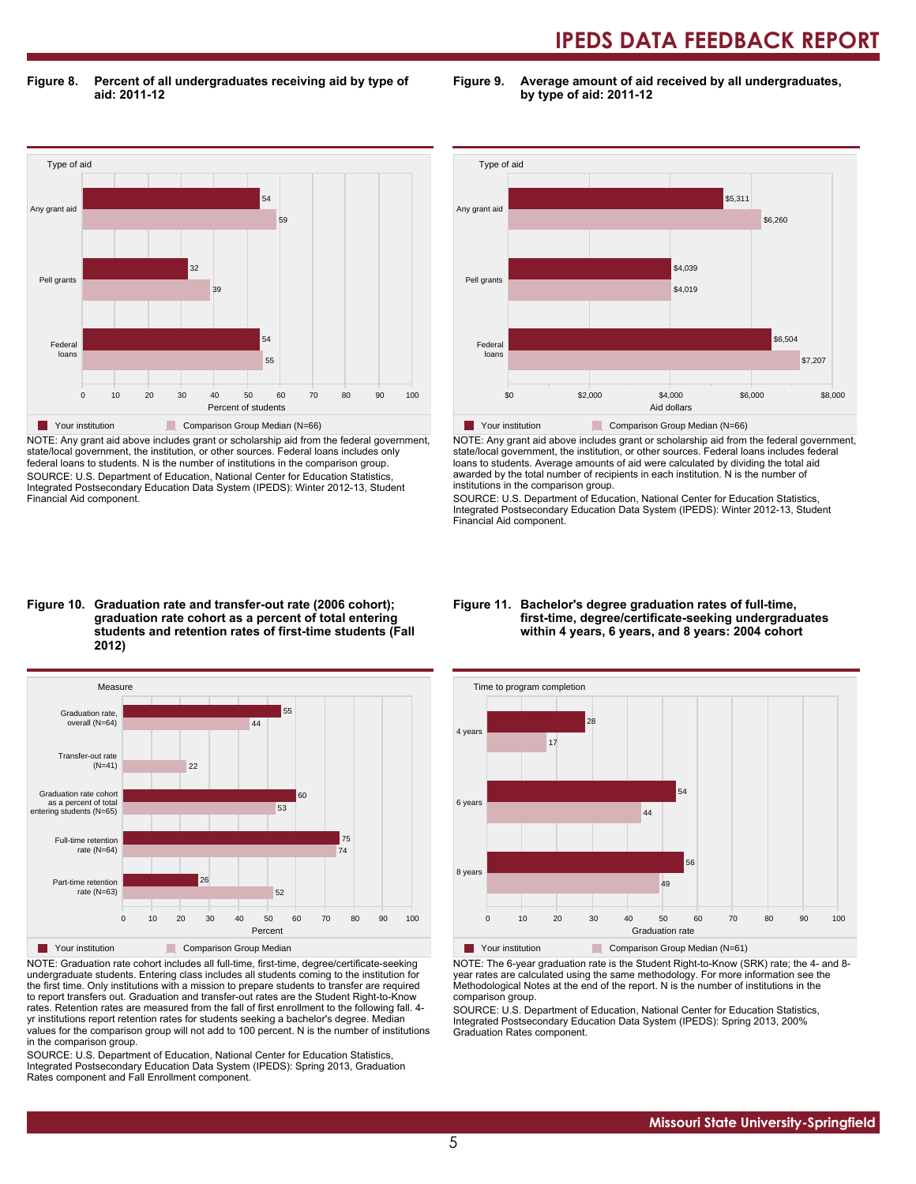**Figure 8. Percent of all undergraduates receiving aid by type of aid: 2011-12**

| Type of aid | Your institution | Comparison Group Median (N=66) |
| --- | --- | --- |
| Any grant aid | 54 | 59 |
| Pell grants | 32 | 39 |
| Federal loans | 54 | 55 |

NOTE: Any grant aid above includes grant or scholarship aid from the federal government, state/local government, the institution, or other sources. Federal loans includes only federal loans to students. N is the number of institutions in the comparison group.

SOURCE: U.S. Department of Education, National Center for Education Statistics, Integrated Postsecondary Education Data System (IPEDS): Winter 2012-13, Student Financial Aid component.

**Figure 9. Average amount of aid received by all undergraduates, by type of aid: 2011-12**

| Type of aid | Your institution | Comparison Group Median (N=66) |
| --- | --- | --- |
| Any grant aid | $5,311 | $6,260 |
| Pell grants | $4,039 | $4,019 |
| Federal loans | $6,504 | $7,207 |

NOTE: Any grant aid above includes grant or scholarship aid from the federal government, state/local government, the institution, or other sources. Federal loans includes federal loans to students. Average amounts of aid were calculated by dividing the total aid awarded by the total number of recipients in each institution. N is the number of institutions in the comparison group.

SOURCE: U.S. Department of Education, National Center for Education Statistics, Integrated Postsecondary Education Data System (IPEDS): Winter 2012-13, Student Financial Aid component.

**Figure 10. Graduation rate and transfer-out rate (2006 cohort); graduation rate cohort as a percent of total entering students and retention rates of first-time students (Fall 2012)**

| Measure | Your institution | Comparison Group Median |
| --- | --- | --- |
| Graduation rate, overall (N=64) | 55 | 44 |
| Transfer-out rate (N=41) | | 22 |
| Graduation rate cohort as a percent of total entering students (N=65) | 60 | 53 |
| Full-time retention rate (N=64) | 75 | 74 |
| Part-time retention rate (N=63) | 26 | 52 |

NOTE: Graduation rate cohort includes all full-time, first-time, degree/certificate-seeking undergraduate students. Entering class includes all students coming to the institution for the first time. Only institutions with a mission to prepare students to transfer are required to report transfers out. Graduation and transfer-out rates are the Student Right-to-Know rates. Retention rates are measured from the fall of first enrollment to the following fall. 4-yr institutions report retention rates for students seeking a bachelor's degree. Median values for the comparison group will not add to 100 percent. N is the number of institutions in the comparison group.

SOURCE: U.S. Department of Education, National Center for Education Statistics, Integrated Postsecondary Education Data System (IPEDS): Spring 2013, Graduation Rates component and Fall Enrollment component.

**Figure 11. Bachelor's degree graduation rates of full-time, first-time, degree/certificate-seeking undergraduates within 4 years, 6 years, and 8 years: 2004 cohort**

| Time to program completion | Your institution | Comparison Group Median (N=61) |
| --- | --- | --- |
| 4 years | 28 | 17 |
| 6 years | 54 | 44 |
| 8 years | 56 | 49 |

NOTE: The 6-year graduation rate is the Student Right-to-Know (SRK) rate; the 4- and 8-year rates are calculated using the same methodology. For more information see the Methodological Notes at the end of the report. N is the number of institutions in the comparison group.

SOURCE: U.S. Department of Education, National Center for Education Statistics, Integrated Postsecondary Education Data System (IPEDS): Spring 2013, 200% Graduation Rates component.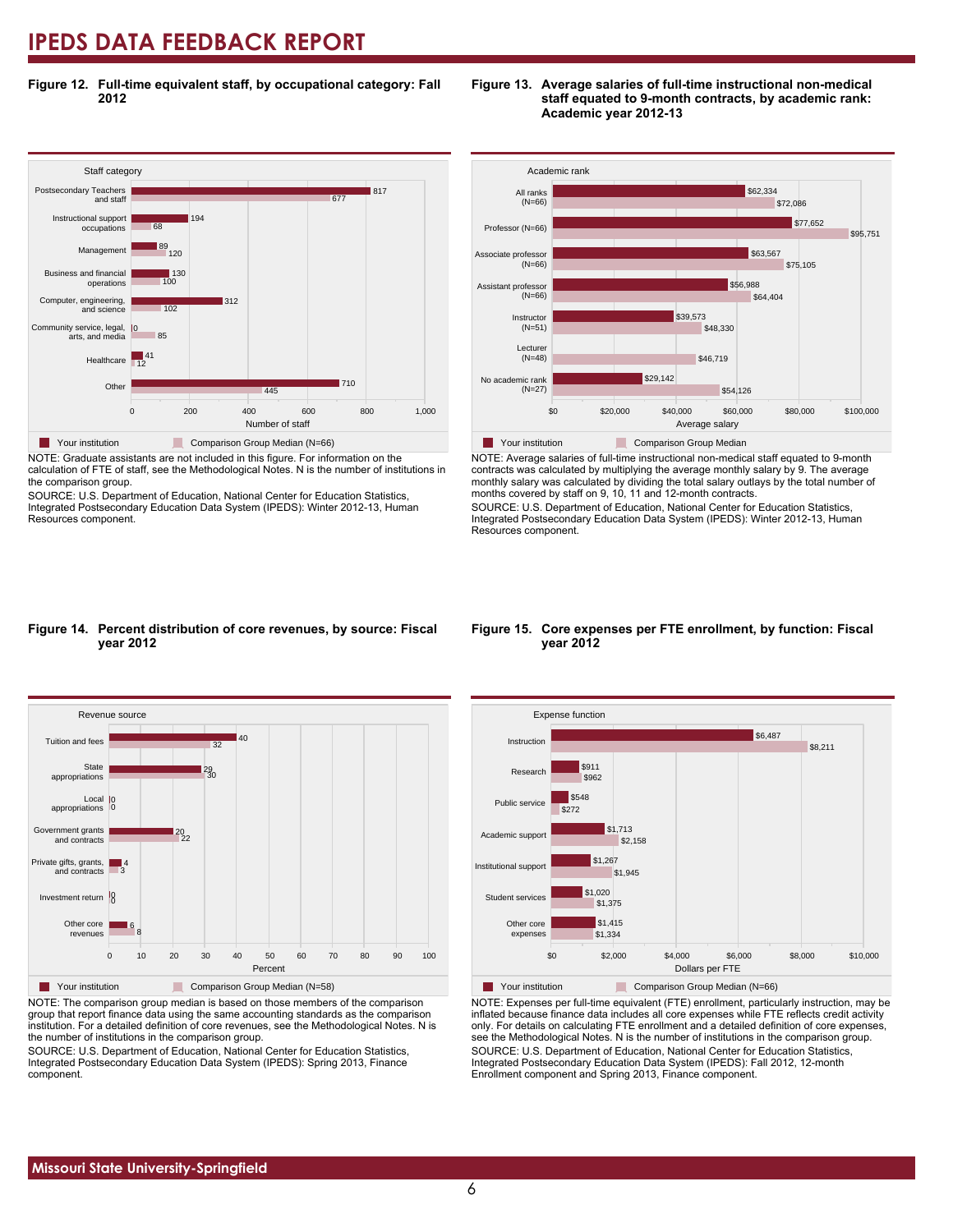# IPEDS DATA FEEDBACK REPORT

**Figure 12. Full-time equivalent staff, by occupational category: Fall 2012**

| Staff category | Your institution | Comparison Group Median (N=66) |
| --- | --- | --- |
| Postsecondary Teachers and staff | 817 | 677 |
| Instructional support occupations | 194 | 68 |
| Management | 89 | 120 |
| Business and financial operations | 130 | 100 |
| Computer, engineering, and science | 312 | 102 |
| Community service, legal, arts, and media | 0 | 85 |
| Healthcare | 41 | 12 |
| Other | 710 | 445 |

NOTE: Graduate assistants are not included in this figure. For information on the calculation of FTE of staff, see the Methodological Notes. N is the number of institutions in the comparison group.
SOURCE: U.S. Department of Education, National Center for Education Statistics, Integrated Postsecondary Education Data System (IPEDS): Winter 2012-13, Human Resources component.

**Figure 13. Average salaries of full-time instructional non-medical staff equated to 9-month contracts, by academic rank: Academic year 2012-13**

| Academic rank | Your institution | Comparison Group Median |
| --- | --- | --- |
| All ranks (N=66) | $62,334 | $72,086 |
| Professor (N=66) | $77,652 | $95,751 |
| Associate professor (N=66) | $63,567 | $75,105 |
| Assistant professor (N=66) | $56,988 | $64,404 |
| Instructor (N=51) | $39,573 | $48,330 |
| Lecturer (N=48) | | $46,719 |
| No academic rank (N=27) | $29,142 | $54,126 |

NOTE: Average salaries of full-time instructional non-medical staff equated to 9-month contracts was calculated by multiplying the average monthly salary by 9. The average monthly salary was calculated by dividing the total salary outlays by the total number of months covered by staff on 9, 10, 11 and 12-month contracts.
SOURCE: U.S. Department of Education, National Center for Education Statistics, Integrated Postsecondary Education Data System (IPEDS): Winter 2012-13, Human Resources component.

**Figure 14. Percent distribution of core revenues, by source: Fiscal year 2012**

| Revenue source | Your institution | Comparison Group Median (N=58) |
| --- | --- | --- |
| Tuition and fees | 40 | 32 |
| State appropriations | 29 | 30 |
| Local appropriations | 0 | 0 |
| Government grants and contracts | 20 | 22 |
| Private gifts, grants, and contracts | 4 | 3 |
| Investment return | 0 | 0 |
| Other core revenues | 6 | 8 |

NOTE: The comparison group median is based on those members of the comparison group that report finance data using the same accounting standards as the comparison institution. For a detailed definition of core revenues, see the Methodological Notes. N is the number of institutions in the comparison group.
SOURCE: U.S. Department of Education, National Center for Education Statistics, Integrated Postsecondary Education Data System (IPEDS): Spring 2013, Finance component.

**Figure 15. Core expenses per FTE enrollment, by function: Fiscal year 2012**

| Expense function | Your institution | Comparison Group Median (N=66) |
| --- | --- | --- |
| Instruction | $6,487 | $8,211 |
| Research | $911 | $962 |
| Public service | $548 | $272 |
| Academic support | $1,713 | $2,158 |
| Institutional support | $1,267 | $1,945 |
| Student services | $1,020 | $1,375 |
| Other core expenses | $1,415 | $1,334 |

NOTE: Expenses per full-time equivalent (FTE) enrollment, particularly instruction, may be inflated because finance data includes all core expenses while FTE reflects credit activity only. For details on calculating FTE enrollment and a detailed definition of core expenses, see the Methodological Notes. N is the number of institutions in the comparison group.
SOURCE: U.S. Department of Education, National Center for Education Statistics, Integrated Postsecondary Education Data System (IPEDS): Fall 2012, 12-month Enrollment component and Spring 2013, Finance component.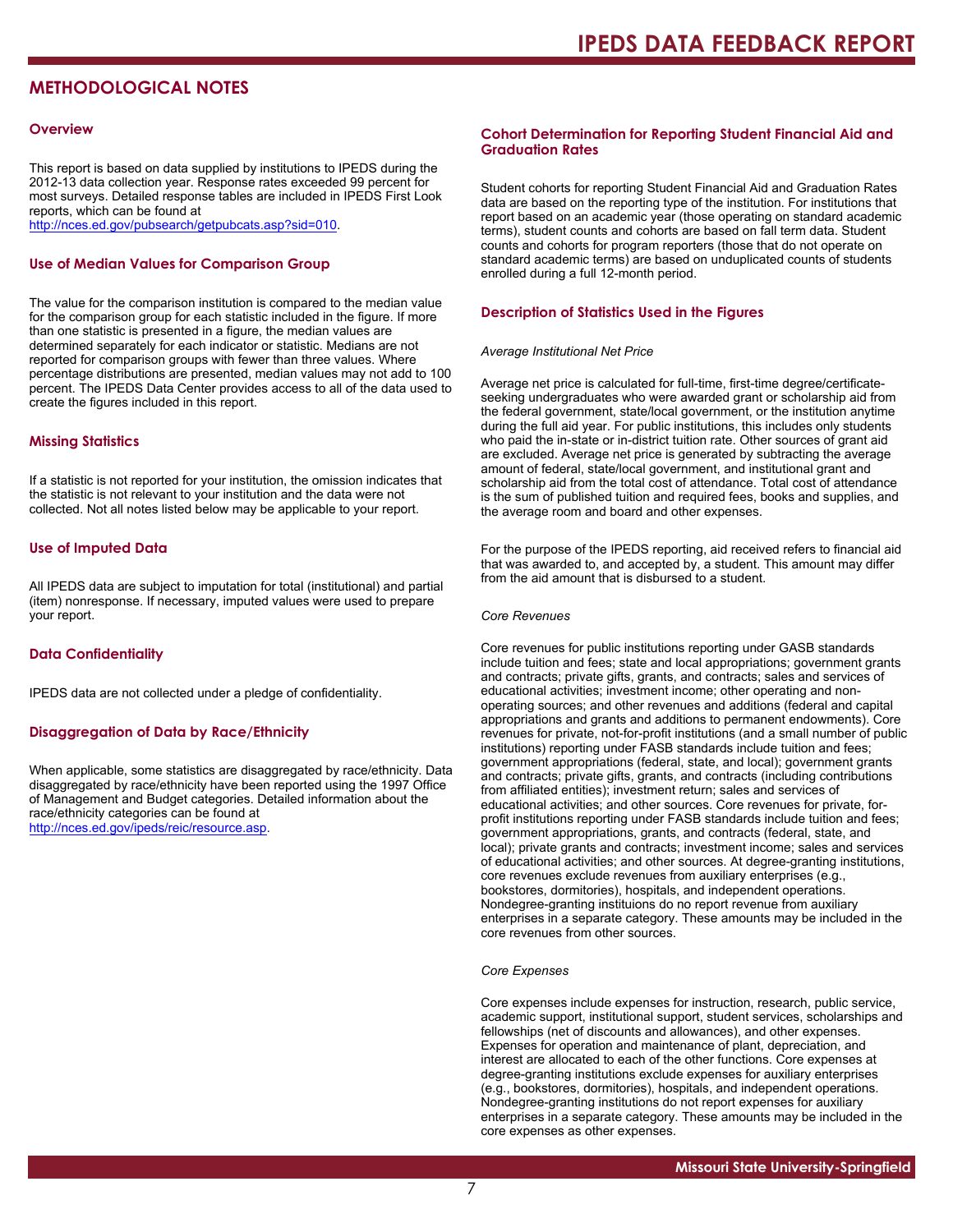## METHODOLOGICAL NOTES

### Overview

This report is based on data supplied by institutions to IPEDS during the 2012-13 data collection year. Response rates exceeded 99 percent for most surveys. Detailed response tables are included in IPEDS First Look reports, which can be found at http://nces.ed.gov/pubsearch/getpubcats.asp?sid=010.

### Use of Median Values for Comparison Group

The value for the comparison institution is compared to the median value for the comparison group for each statistic included in the figure. If more than one statistic is presented in a figure, the median values are determined separately for each indicator or statistic. Medians are not reported for comparison groups with fewer than three values. Where percentage distributions are presented, median values may not add to 100 percent. The IPEDS Data Center provides access to all of the data used to create the figures included in this report.

### Missing Statistics

If a statistic is not reported for your institution, the omission indicates that the statistic is not relevant to your institution and the data were not collected. Not all notes listed below may be applicable to your report.

### Use of Imputed Data

All IPEDS data are subject to imputation for total (institutional) and partial (item) nonresponse. If necessary, imputed values were used to prepare your report.

### Data Confidentiality

IPEDS data are not collected under a pledge of confidentiality.

### Disaggregation of Data by Race/Ethnicity

When applicable, some statistics are disaggregated by race/ethnicity. Data disaggregated by race/ethnicity have been reported using the 1997 Office of Management and Budget categories. Detailed information about the race/ethnicity categories can be found at http://nces.ed.gov/ipeds/reic/resource.asp.

### Cohort Determination for Reporting Student Financial Aid and Graduation Rates

Student cohorts for reporting Student Financial Aid and Graduation Rates data are based on the reporting type of the institution. For institutions that report based on an academic year (those operating on standard academic terms), student counts and cohorts are based on fall term data. Student counts and cohorts for program reporters (those that do not operate on standard academic terms) are based on unduplicated counts of students enrolled during a full 12-month period.

### Description of Statistics Used in the Figures

*Average Institutional Net Price*

Average net price is calculated for full-time, first-time degree/certificate-seeking undergraduates who were awarded grant or scholarship aid from the federal government, state/local government, or the institution anytime during the full aid year. For public institutions, this includes only students who paid the in-state or in-district tuition rate. Other sources of grant aid are excluded. Average net price is generated by subtracting the average amount of federal, state/local government, and institutional grant and scholarship aid from the total cost of attendance. Total cost of attendance is the sum of published tuition and required fees, books and supplies, and the average room and board and other expenses.

For the purpose of the IPEDS reporting, aid received refers to financial aid that was awarded to, and accepted by, a student. This amount may differ from the aid amount that is disbursed to a student.

*Core Revenues*

Core revenues for public institutions reporting under GASB standards include tuition and fees; state and local appropriations; government grants and contracts; private gifts, grants, and contracts; sales and services of educational activities; investment income; other operating and non-operating sources; and other revenues and additions (federal and capital appropriations and grants and additions to permanent endowments). Core revenues for private, not-for-profit institutions (and a small number of public institutions) reporting under FASB standards include tuition and fees; government appropriations (federal, state, and local); government grants and contracts; private gifts, grants, and contracts (including contributions from affiliated entities); investment return; sales and services of educational activities; and other sources. Core revenues for private, for-profit institutions reporting under FASB standards include tuition and fees; government appropriations, grants, and contracts (federal, state, and local); private grants and contracts; investment income; sales and services of educational activities; and other sources. At degree-granting institutions, core revenues exclude revenues from auxiliary enterprises (e.g., bookstores, dormitories), hospitals, and independent operations. Nondegree-granting instituions do no report revenue from auxiliary enterprises in a separate category. These amounts may be included in the core revenues from other sources.

*Core Expenses*

Core expenses include expenses for instruction, research, public service, academic support, institutional support, student services, scholarships and fellowships (net of discounts and allowances), and other expenses. Expenses for operation and maintenance of plant, depreciation, and interest are allocated to each of the other functions. Core expenses at degree-granting institutions exclude expenses for auxiliary enterprises (e.g., bookstores, dormitories), hospitals, and independent operations. Nondegree-granting institutions do not report expenses for auxiliary enterprises in a separate category. These amounts may be included in the core expenses as other expenses.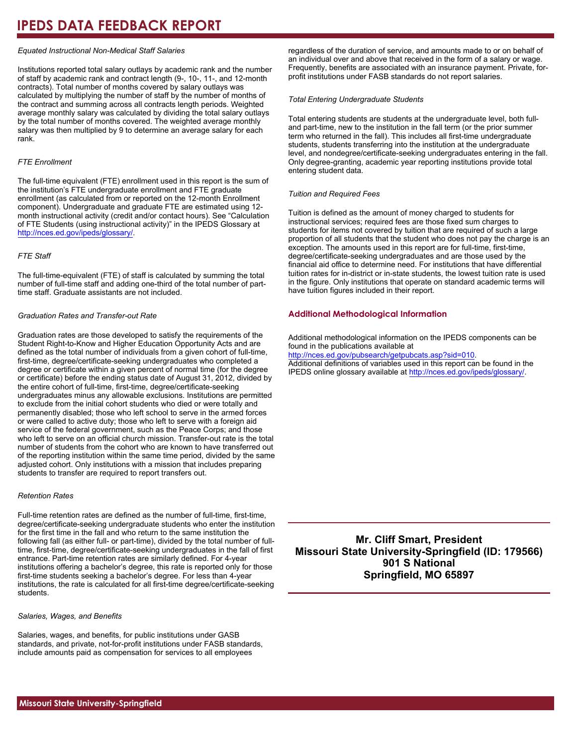*Equated Instructional Non-Medical Staff Salaries*

Institutions reported total salary outlays by academic rank and the number of staff by academic rank and contract length (9-, 10-, 11-, and 12-month contracts). Total number of months covered by salary outlays was calculated by multiplying the number of staff by the number of months of the contract and summing across all contracts length periods. Weighted average monthly salary was calculated by dividing the total salary outlays by the total number of months covered. The weighted average monthly salary was then multiplied by 9 to determine an average salary for each rank.

*FTE Enrollment*

The full-time equivalent (FTE) enrollment used in this report is the sum of the institution's FTE undergraduate enrollment and FTE graduate enrollment (as calculated from or reported on the 12-month Enrollment component). Undergraduate and graduate FTE are estimated using 12-month instructional activity (credit and/or contact hours). See "Calculation of FTE Students (using instructional activity)" in the IPEDS Glossary at http://nces.ed.gov/ipeds/glossary/.

*FTE Staff*

The full-time-equivalent (FTE) of staff is calculated by summing the total number of full-time staff and adding one-third of the total number of part-time staff. Graduate assistants are not included.

*Graduation Rates and Transfer-out Rate*

Graduation rates are those developed to satisfy the requirements of the Student Right-to-Know and Higher Education Opportunity Acts and are defined as the total number of individuals from a given cohort of full-time, first-time, degree/certificate-seeking undergraduates who completed a degree or certificate within a given percent of normal time (for the degree or certificate) before the ending status date of August 31, 2012, divided by the entire cohort of full-time, first-time, degree/certificate-seeking undergraduates minus any allowable exclusions. Institutions are permitted to exclude from the initial cohort students who died or were totally and permanently disabled; those who left school to serve in the armed forces or were called to active duty; those who left to serve with a foreign aid service of the federal government, such as the Peace Corps; and those who left to serve on an official church mission. Transfer-out rate is the total number of students from the cohort who are known to have transferred out of the reporting institution within the same time period, divided by the same adjusted cohort. Only institutions with a mission that includes preparing students to transfer are required to report transfers out.

*Retention Rates*

Full-time retention rates are defined as the number of full-time, first-time, degree/certificate-seeking undergraduate students who enter the institution for the first time in the fall and who return to the same institution the following fall (as either full- or part-time), divided by the total number of full-time, first-time, degree/certificate-seeking undergraduates in the fall of first entrance. Part-time retention rates are similarly defined. For 4-year institutions offering a bachelor's degree, this rate is reported only for those first-time students seeking a bachelor's degree. For less than 4-year institutions, the rate is calculated for all first-time degree/certificate-seeking students.

*Salaries, Wages, and Benefits*

Salaries, wages, and benefits, for public institutions under GASB standards, and private, not-for-profit institutions under FASB standards, include amounts paid as compensation for services to all employees regardless of the duration of service, and amounts made to or on behalf of an individual over and above that received in the form of a salary or wage. Frequently, benefits are associated with an insurance payment. Private, for-profit institutions under FASB standards do not report salaries.

*Total Entering Undergraduate Students*

Total entering students are students at the undergraduate level, both full- and part-time, new to the institution in the fall term (or the prior summer term who returned in the fall). This includes all first-time undergraduate students, students transferring into the institution at the undergraduate level, and nondegree/certificate-seeking undergraduates entering in the fall. Only degree-granting, academic year reporting institutions provide total entering student data.

*Tuition and Required Fees*

Tuition is defined as the amount of money charged to students for instructional services; required fees are those fixed sum charges to students for items not covered by tuition that are required of such a large proportion of all students that the student who does not pay the charge is an exception. The amounts used in this report are for full-time, first-time, degree/certificate-seeking undergraduates and are those used by the financial aid office to determine need. For institutions that have differential tuition rates for in-district or in-state students, the lowest tuition rate is used in the figure. Only institutions that operate on standard academic terms will have tuition figures included in their report.

## Additional Methodological Information

Additional methodological information on the IPEDS components can be found in the publications available at http://nces.ed.gov/pubsearch/getpubcats.asp?sid=010.
Additional definitions of variables used in this report can be found in the IPEDS online glossary available at http://nces.ed.gov/ipeds/glossary/.

**Mr. Cliff Smart, President**
**Missouri State University-Springfield (ID: 179566)**
**901 S National**
**Springfield, MO 65897**